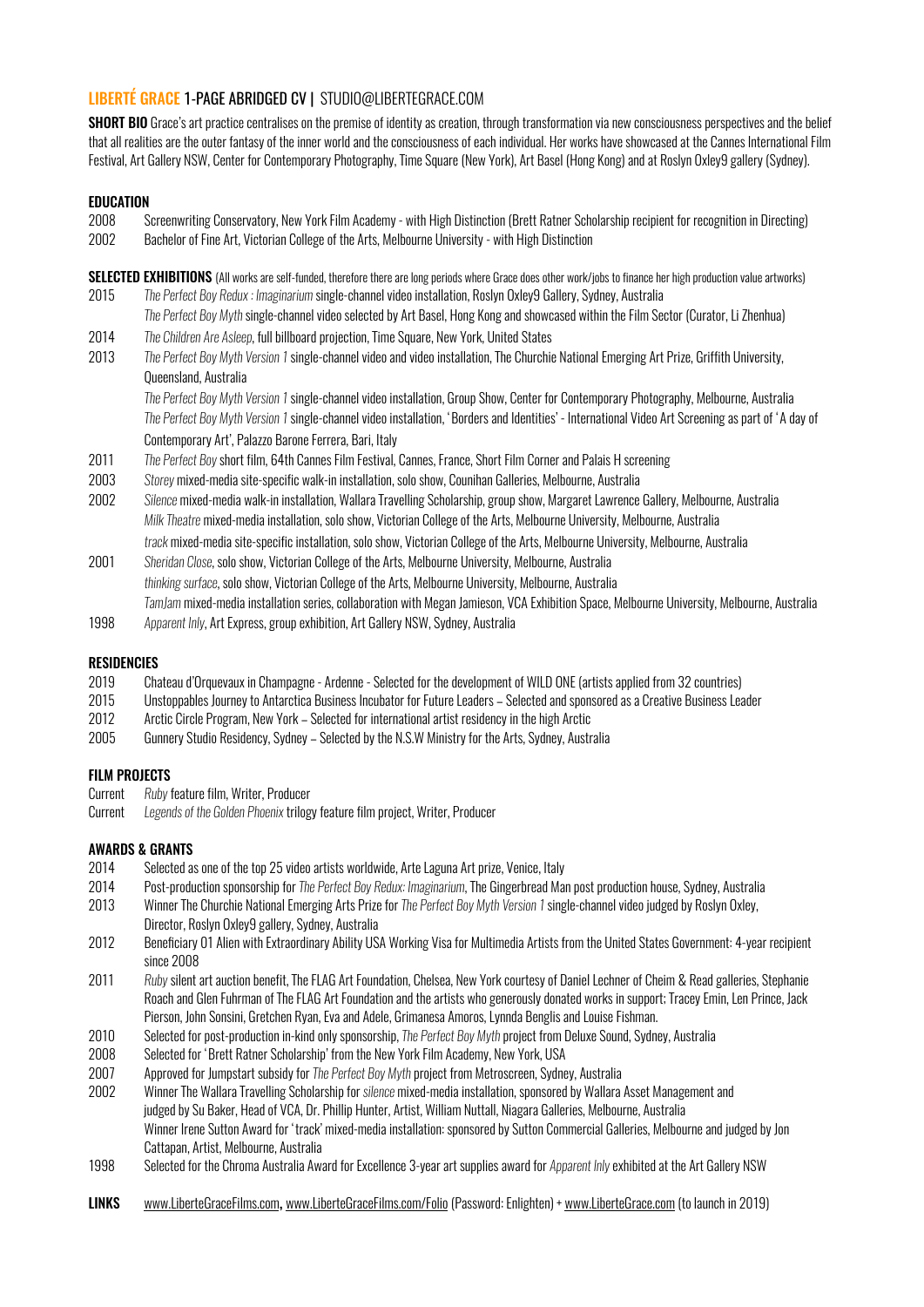# LIBERTÉ GRACE 1-PAGE ABRIDGED CV | STUDIO@LIBERTEGRACE.COM

**SHORT BIO** Grace's art practice centralises on the premise of identity as creation, through transformation via new consciousness perspectives and the belief that all realities are the outer fantasy of the inner world and the consciousness of each individual. Her works have showcased at the Cannes International Film Festival, Art Gallery NSW, Center for Contemporary Photography, Time Square (New York), Art Basel (Hong Kong) and at Roslyn Oxley9 gallery (Sydney).

## EDUCATION

- 2008 Screenwriting Conservatory, New York Film Academy - with High Distinction (Brett Ratner Scholarship recipient for recognition in Directing)
- 2002 Bachelor of Fine Art, Victorian College of the Arts, Melbourne University - with High Distinction

## SELECTED EXHIBITIONS

(All works are self-funded, therefore there are long periods where Grace does other work/jobs to finance her high production value artworks)

- 2015 *The Perfect Boy Redux : Imaginarium* single-channel video installation, Roslyn Oxley9 Gallery, Sydney, Australia
  - *The Perfect Boy Myth* single-channel video selected by Art Basel, Hong Kong and showcased within the Film Sector (Curator, Li Zhenhua)
- 2014 *The Children Are Asleep*, full billboard projection, Time Square, New York, United States
- 2013 *The Perfect Boy Myth Version 1* single-channel video and video installation, The Churchie National Emerging Art Prize, Griffith University, Queensland, Australia
  - *The Perfect Boy Myth Version 1* single-channel video installation, Group Show, Center for Contemporary Photography, Melbourne, Australia
  - *The Perfect Boy Myth Version 1* single-channel video installation, 'Borders and Identities' - International Video Art Screening as part of 'A day of Contemporary Art', Palazzo Barone Ferrera, Bari, Italy
- 2011 *The Perfect Boy* short film, 64th Cannes Film Festival, Cannes, France, Short Film Corner and Palais H screening
- 2003 *Storey* mixed-media site-specific walk-in installation, solo show, Counihan Galleries, Melbourne, Australia
- 2002 *Silence* mixed-media walk-in installation, Wallara Travelling Scholarship, group show, Margaret Lawrence Gallery, Melbourne, Australia
  - *Milk Theatre* mixed-media installation, solo show, Victorian College of the Arts, Melbourne University, Melbourne, Australia
  - *track* mixed-media site-specific installation, solo show, Victorian College of the Arts, Melbourne University, Melbourne, Australia
- 2001 *Sheridan Close*, solo show, Victorian College of the Arts, Melbourne University, Melbourne, Australia
  - *thinking surface*, solo show, Victorian College of the Arts, Melbourne University, Melbourne, Australia
  - *TamJam* mixed-media installation series, collaboration with Megan Jamieson, VCA Exhibition Space, Melbourne University, Melbourne, Australia
- 1998 *Apparent Inly*, Art Express, group exhibition, Art Gallery NSW, Sydney, Australia

## RESIDENCIES

- 2019 Chateau d'Orquevaux in Champagne - Ardenne - Selected for the development of WILD ONE (artists applied from 32 countries)
- 2015 Unstoppables Journey to Antarctica Business Incubator for Future Leaders – Selected and sponsored as a Creative Business Leader
- 2012 Arctic Circle Program, New York – Selected for international artist residency in the high Arctic
- 2005 Gunnery Studio Residency, Sydney – Selected by the N.S.W Ministry for the Arts, Sydney, Australia

## FILM PROJECTS

- Current *Ruby* feature film, Writer, Producer
- Current *Legends of the Golden Phoenix* trilogy feature film project, Writer, Producer

## AWARDS & GRANTS

- 2014 Selected as one of the top 25 video artists worldwide, Arte Laguna Art prize, Venice, Italy
- 2014 Post-production sponsorship for *The Perfect Boy Redux: Imaginarium*, The Gingerbread Man post production house, Sydney, Australia
- 2013 Winner The Churchie National Emerging Arts Prize for *The Perfect Boy Myth Version 1* single-channel video judged by Roslyn Oxley, Director, Roslyn Oxley9 gallery, Sydney, Australia
- 2012 Beneficiary 01 Alien with Extraordinary Ability USA Working Visa for Multimedia Artists from the United States Government: 4-year recipient since 2008
- 2011 *Ruby* silent art auction benefit, The FLAG Art Foundation, Chelsea, New York courtesy of Daniel Lechner of Cheim & Read galleries, Stephanie Roach and Glen Fuhrman of The FLAG Art Foundation and the artists who generously donated works in support: Tracey Emin, Len Prince, Jack Pierson, John Sonsini, Gretchen Ryan, Eva and Adele, Grimanesa Amoros, Lynnda Benglis and Louise Fishman.
- 2010 Selected for post-production in-kind only sponsorship, *The Perfect Boy Myth* project from Deluxe Sound, Sydney, Australia
- 2008 Selected for 'Brett Ratner Scholarship' from the New York Film Academy, New York, USA
- 2007 Approved for Jumpstart subsidy for *The Perfect Boy Myth* project from Metroscreen, Sydney, Australia
- 2002 Winner The Wallara Travelling Scholarship for *silence* mixed-media installation, sponsored by Wallara Asset Management and judged by Su Baker, Head of VCA, Dr. Phillip Hunter, Artist, William Nuttall, Niagara Galleries, Melbourne, Australia
  - Winner Irene Sutton Award for 'track' mixed-media installation: sponsored by Sutton Commercial Galleries, Melbourne and judged by Jon Cattapan, Artist, Melbourne, Australia
- 1998 Selected for the Chroma Australia Award for Excellence 3-year art supplies award for *Apparent Inly* exhibited at the Art Gallery NSW

**LINKS** www.LiberteGraceFilms.com, www.LiberteGraceFilms.com/Folio (Password: Enlighten) + www.LiberteGrace.com (to launch in 2019)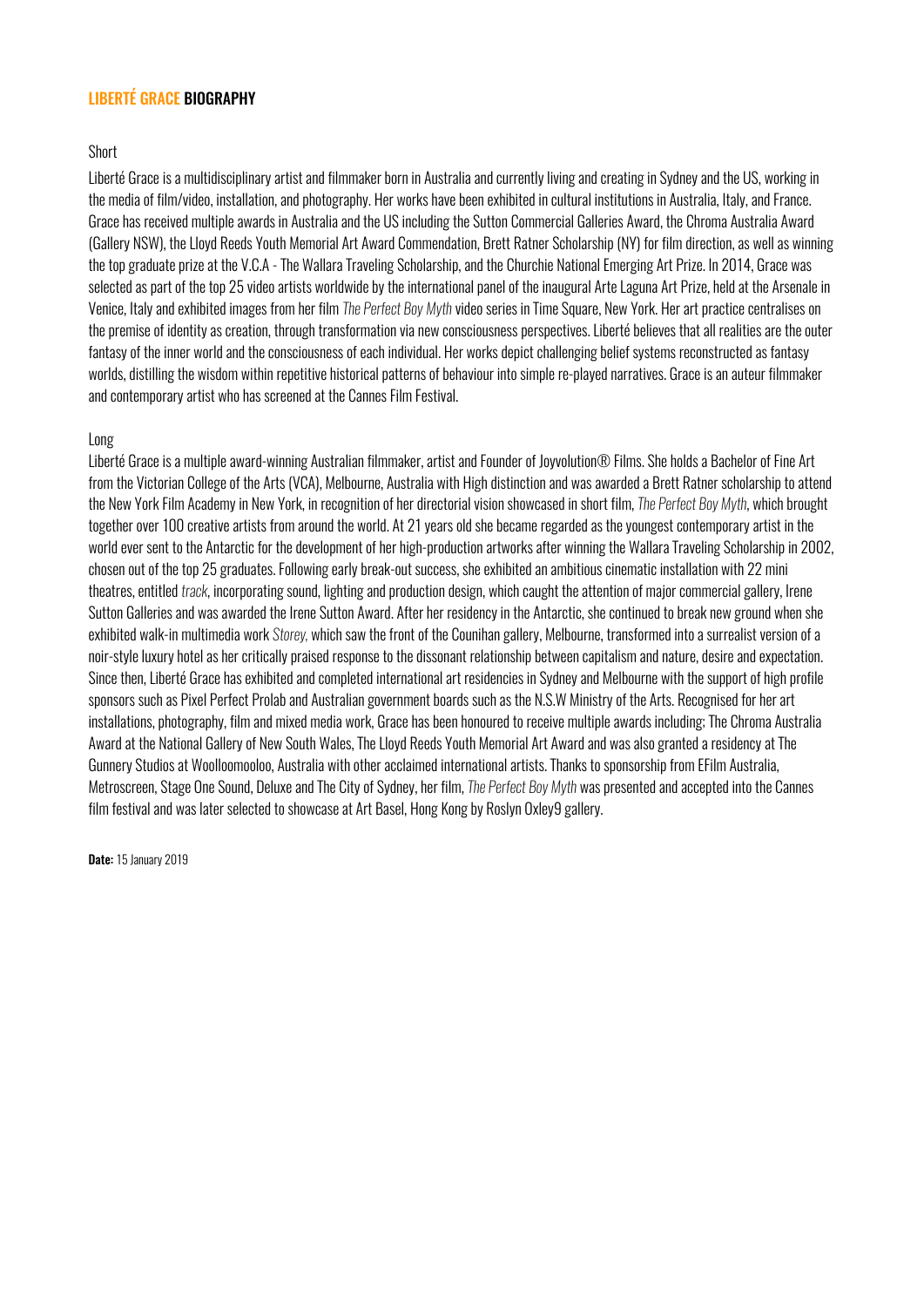# LIBERTÉ GRACE BIOGRAPHY

## Short

Liberté Grace is a multidisciplinary artist and filmmaker born in Australia and currently living and creating in Sydney and the US, working in the media of film/video, installation, and photography. Her works have been exhibited in cultural institutions in Australia, Italy, and France. Grace has received multiple awards in Australia and the US including the Sutton Commercial Galleries Award, the Chroma Australia Award (Gallery NSW), the Lloyd Reeds Youth Memorial Art Award Commendation, Brett Ratner Scholarship (NY) for film direction, as well as winning the top graduate prize at the V.C.A - The Wallara Traveling Scholarship, and the Churchie National Emerging Art Prize. In 2014, Grace was selected as part of the top 25 video artists worldwide by the international panel of the inaugural Arte Laguna Art Prize, held at the Arsenale in Venice, Italy and exhibited images from her film *The Perfect Boy Myth* video series in Time Square, New York. Her art practice centralises on the premise of identity as creation, through transformation via new consciousness perspectives. Liberté believes that all realities are the outer fantasy of the inner world and the consciousness of each individual. Her works depict challenging belief systems reconstructed as fantasy worlds, distilling the wisdom within repetitive historical patterns of behaviour into simple re-played narratives. Grace is an auteur filmmaker and contemporary artist who has screened at the Cannes Film Festival.

## Long

Liberté Grace is a multiple award-winning Australian filmmaker, artist and Founder of Joyvolution® Films. She holds a Bachelor of Fine Art from the Victorian College of the Arts (VCA), Melbourne, Australia with High distinction and was awarded a Brett Ratner scholarship to attend the New York Film Academy in New York, in recognition of her directorial vision showcased in short film, *The Perfect Boy Myth*, which brought together over 100 creative artists from around the world. At 21 years old she became regarded as the youngest contemporary artist in the world ever sent to the Antarctic for the development of her high-production artworks after winning the Wallara Traveling Scholarship in 2002, chosen out of the top 25 graduates. Following early break-out success, she exhibited an ambitious cinematic installation with 22 mini theatres, entitled *track*, incorporating sound, lighting and production design, which caught the attention of major commercial gallery, Irene Sutton Galleries and was awarded the Irene Sutton Award. After her residency in the Antarctic, she continued to break new ground when she exhibited walk-in multimedia work *Storey*, which saw the front of the Counihan gallery, Melbourne, transformed into a surrealist version of a noir-style luxury hotel as her critically praised response to the dissonant relationship between capitalism and nature, desire and expectation. Since then, Liberté Grace has exhibited and completed international art residencies in Sydney and Melbourne with the support of high profile sponsors such as Pixel Perfect Prolab and Australian government boards such as the N.S.W Ministry of the Arts. Recognised for her art installations, photography, film and mixed media work, Grace has been honoured to receive multiple awards including; The Chroma Australia Award at the National Gallery of New South Wales, The Lloyd Reeds Youth Memorial Art Award and was also granted a residency at The Gunnery Studios at Woolloomooloo, Australia with other acclaimed international artists. Thanks to sponsorship from EFilm Australia, Metroscreen, Stage One Sound, Deluxe and The City of Sydney, her film, *The Perfect Boy Myth* was presented and accepted into the Cannes film festival and was later selected to showcase at Art Basel, Hong Kong by Roslyn Oxley9 gallery.

**Date:** 15 January 2019